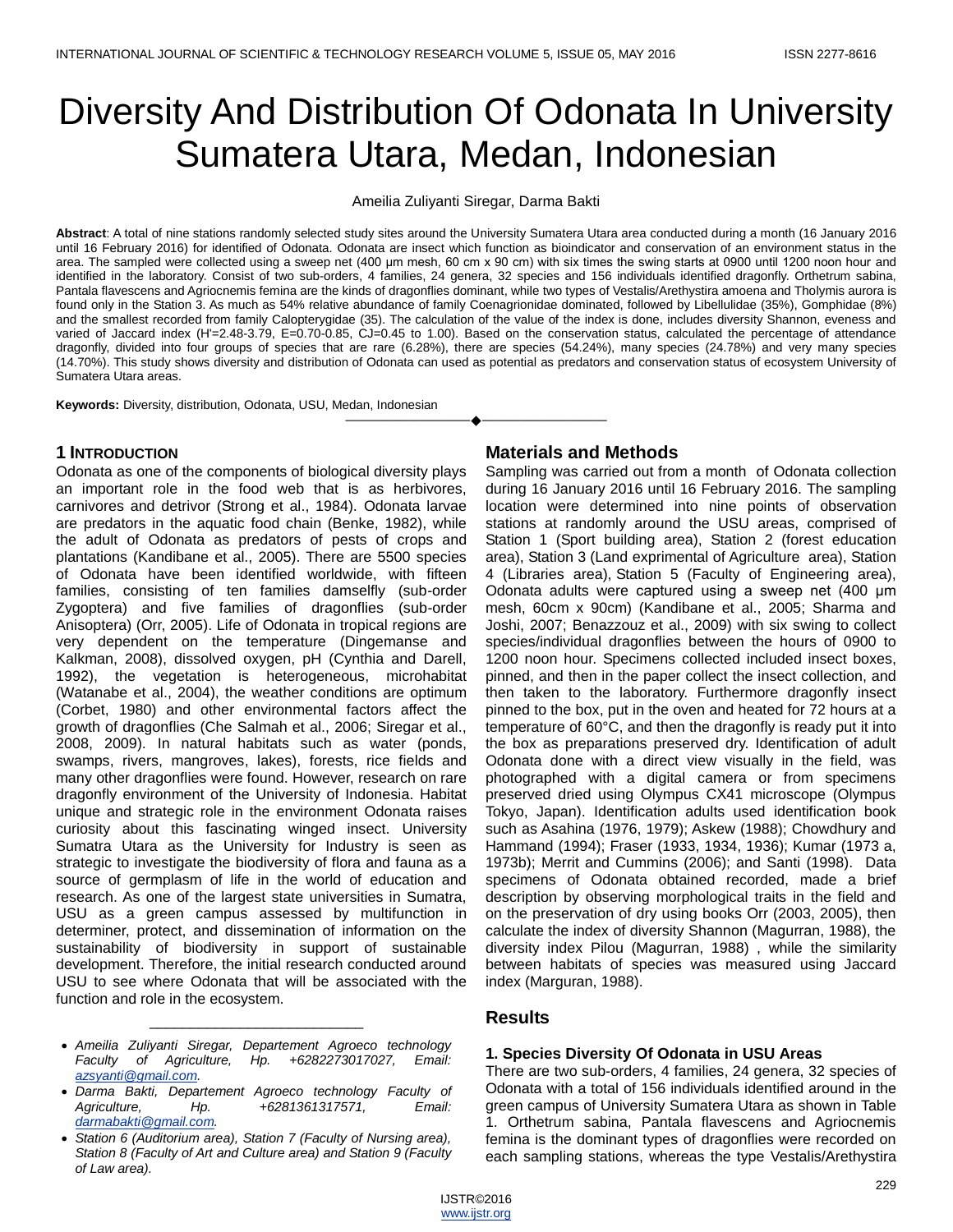# Diversity And Distribution Of Odonata In University Sumatera Utara, Medan, Indonesian

Ameilia Zuliyanti Siregar, Darma Bakti

**Abstract**: A total of nine stations randomly selected study sites around the University Sumatera Utara area conducted during a month (16 January 2016 until 16 February 2016) for identified of Odonata. Odonata are insect which function as bioindicator and conservation of an environment status in the area. The sampled were collected using a sweep net (400 µm mesh, 60 cm x 90 cm) with six times the swing starts at 0900 until 1200 noon hour and identified in the laboratory. Consist of two sub-orders, 4 families, 24 genera, 32 species and 156 individuals identified dragonfly. Orthetrum sabina, Pantala flavescens and Agriocnemis femina are the kinds of dragonflies dominant, while two types of Vestalis/Arethystira amoena and Tholymis aurora is found only in the Station 3. As much as 54% relative abundance of family Coenagrionidae dominated, followed by Libellulidae (35%), Gomphidae (8%) and the smallest recorded from family Calopterygidae (35). The calculation of the value of the index is done, includes diversity Shannon, eveness and varied of Jaccard index (H'=2.48-3.79, E=0.70-0.85, CJ=0.45 to 1.00). Based on the conservation status, calculated the percentage of attendance dragonfly, divided into four groups of species that are rare (6.28%), there are species (54.24%), many species (24.78%) and very many species (14.70%). This study shows diversity and distribution of Odonata can used as potential as predators and conservation status of ecosystem University of Sumatera Utara areas.

**Keywords:** Diversity, distribution, Odonata, USU, Medan, Indonesian

## 1 Introduction

Odonata as one of the components of biological diversity plays an important role in the food web that is as herbivores, carnivores and detrivor (Strong et al., 1984). Odonata larvae are predators in the aquatic food chain (Benke, 1982), while the adult of Odonata as predators of pests of crops and plantations (Kandibane et al., 2005). There are 5500 species of Odonata have been identified worldwide, with fifteen families, consisting of ten families damselfly (sub-order Zygoptera) and five families of dragonflies (sub-order Anisoptera) (Orr, 2005). Life of Odonata in tropical regions are very dependent on the temperature (Dingemanse and Kalkman, 2008), dissolved oxygen, pH (Cynthia and Darell, 1992), the vegetation is heterogeneous, microhabitat (Watanabe et al., 2004), the weather conditions are optimum (Corbet, 1980) and other environmental factors affect the growth of dragonflies (Che Salmah et al., 2006; Siregar et al., 2008, 2009). In natural habitats such as water (ponds, swamps, rivers, mangroves, lakes), forests, rice fields and many other dragonflies were found. However, research on rare dragonfly environment of the University of Indonesia. Habitat unique and strategic role in the environment Odonata raises curiosity about this fascinating winged insect. University Sumatra Utara as the University for Industry is seen as strategic to investigate the biodiversity of flora and fauna as a source of germplasm of life in the world of education and research. As one of the largest state universities in Sumatra, USU as a green campus assessed by multifunction in determiner, protect, and dissemination of information on the sustainability of biodiversity in support of sustainable development. Therefore, the initial research conducted around USU to see where Odonata that will be associated with the function and role in the ecosystem.

- *Ameilia Zuliyanti Siregar, Departement Agroeco technology Faculty of Agriculture, Hp. +6282273017027, Email: azsyanti@gmail.com.*
- *Darma Bakti, Departement Agroeco technology Faculty of Agriculture, Hp. +6281361317571, Email: darmabakti@gmail.com.*
- *Station 6 (Auditorium area), Station 7 (Faculty of Nursing area), Station 8 (Faculty of Art and Culture area) and Station 9 (Faculty of Law area).*

## Materials and Methods

Sampling was carried out from a month of Odonata collection during 16 January 2016 until 16 February 2016. The sampling location were determined into nine points of observation stations at randomly around the USU areas, comprised of Station 1 (Sport building area), Station 2 (forest education area), Station 3 (Land exprimental of Agriculture area), Station 4 (Libraries area), Station 5 (Faculty of Engineering area), Odonata adults were captured using a sweep net (400 µm mesh, 60cm x 90cm) (Kandibane et al., 2005; Sharma and Joshi, 2007; Benazzouz et al., 2009) with six swing to collect species/individual dragonflies between the hours of 0900 to 1200 noon hour. Specimens collected included insect boxes, pinned, and then in the paper collect the insect collection, and then taken to the laboratory. Furthermore dragonfly insect pinned to the box, put in the oven and heated for 72 hours at a temperature of 60°C, and then the dragonfly is ready put it into the box as preparations preserved dry. Identification of adult Odonata done with a direct view visually in the field, was photographed with a digital camera or from specimens preserved dried using Olympus CX41 microscope (Olympus Tokyo, Japan). Identification adults used identification book such as Asahina (1976, 1979); Askew (1988); Chowdhury and Hammand (1994); Fraser (1933, 1934, 1936); Kumar (1973 a, 1973b); Merrit and Cummins (2006); and Santi (1998). Data specimens of Odonata obtained recorded, made a brief description by observing morphological traits in the field and on the preservation of dry using books Orr (2003, 2005), then calculate the index of diversity Shannon (Magurran, 1988), the diversity index Pilou (Magurran, 1988) , while the similarity between habitats of species was measured using Jaccard index (Marguran, 1988).

## Results

### 1. Species Diversity Of Odonata in USU Areas

There are two sub-orders, 4 families, 24 genera, 32 species of Odonata with a total of 156 individuals identified around in the green campus of University Sumatera Utara as shown in Table 1. Orthetrum sabina, Pantala flavescens and Agriocnemis femina is the dominant types of dragonflies were recorded on each sampling stations, whereas the type Vestalis/Arethystira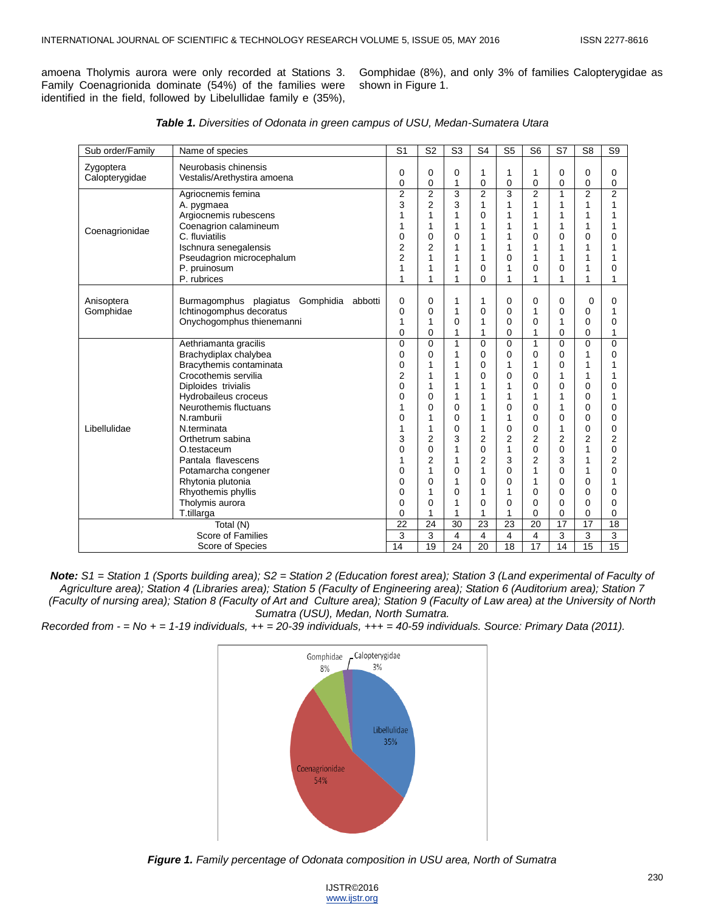amoena Tholymis aurora were only recorded at Stations 3. Family Coenagrionida dominate (54%) of the families were identified in the field, followed by Libelullidae family e (35%), Gomphidae (8%), and only 3% of families Calopterygidae as shown in Figure 1.

***Table 1.*** *Diversities of Odonata in green campus of USU, Medan-Sumatera Utara*

| Sub order/Family | Name of species | S1 | S2 | S3 | S4 | S5 | S6 | S7 | S8 | S9 |
|---|---|---|---|---|---|---|---|---|---|---|
| Zygoptera Calopterygidae | Neurobasis chinensis | 0 | 0 | 0 | 1 | 1 | 1 | 0 | 0 | 0 |
| | Vestalis/Arethystira amoena | 0 | 0 | 1 | 0 | 0 | 0 | 0 | 0 | 0 |
| Coenagrionidae | Agriocnemis femina | 2 | 2 | 3 | 2 | 3 | 2 | 1 | 2 | 2 |
| | A. pygmaea | 3 | 2 | 3 | 1 | 1 | 1 | 1 | 1 | 1 |
| | Argiocnemis rubescens | 1 | 1 | 1 | 0 | 1 | 1 | 1 | 1 | 1 |
| | Coenagrion calamineum | 1 | 1 | 1 | 1 | 1 | 1 | 1 | 1 | 1 |
| | C. fluviatilis | 0 | 0 | 0 | 1 | 1 | 0 | 0 | 0 | 0 |
| | Ischnura senegalensis | 2 | 2 | 1 | 1 | 1 | 1 | 1 | 1 | 1 |
| | Pseudagrion microcephalum | 2 | 1 | 1 | 1 | 0 | 1 | 1 | 1 | 1 |
| | P. pruinosum | 1 | 1 | 1 | 0 | 1 | 0 | 0 | 1 | 0 |
| | P. rubrices | 1 | 1 | 1 | 0 | 1 | 1 | 1 | 1 | 1 |
| Anisoptera Gomphidae | Burmagomphus plagiatus Gomphidia abbotti | 0 | 0 | 1 | 1 | 0 | 0 | 0 | 0 | 0 |
| | Ichtinogomphus decoratus | 0 | 0 | 1 | 0 | 0 | 1 | 0 | 0 | 1 |
| | Onychogomphus thienemanni | 1 | 1 | 0 | 1 | 0 | 0 | 1 | 0 | 0 |
| | | 0 | 0 | 1 | 1 | 0 | 1 | 0 | 0 | 1 |
| Libellulidae | Aethriamanta gracilis | 0 | 0 | 1 | 0 | 0 | 1 | 0 | 0 | 0 |
| | Brachydiplax chalybea | 0 | 0 | 1 | 0 | 0 | 0 | 0 | 1 | 0 |
| | Bracythemis contaminata | 0 | 1 | 1 | 0 | 1 | 1 | 0 | 1 | 1 |
| | Crocothemis servilia | 2 | 1 | 1 | 0 | 0 | 0 | 1 | 1 | 1 |
| | Diploides trivialis | 0 | 1 | 1 | 1 | 1 | 0 | 0 | 0 | 0 |
| | Hydrobaileus croceus | 0 | 0 | 1 | 1 | 1 | 1 | 1 | 0 | 1 |
| | Neurothemis fluctuans | 1 | 0 | 0 | 1 | 0 | 0 | 1 | 0 | 0 |
| | N.ramburii | 0 | 1 | 0 | 1 | 1 | 0 | 0 | 0 | 0 |
| | N.terminata | 1 | 1 | 0 | 1 | 0 | 0 | 1 | 0 | 0 |
| | Orthetrum sabina | 3 | 2 | 3 | 2 | 2 | 2 | 2 | 2 | 2 |
| | O.testaceum | 0 | 0 | 1 | 0 | 1 | 0 | 0 | 1 | 0 |
| | Pantala flavescens | 1 | 2 | 1 | 2 | 3 | 2 | 3 | 1 | 2 |
| | Potamarcha congener | 0 | 1 | 0 | 1 | 0 | 1 | 0 | 1 | 0 |
| | Rhytonia plutonia | 0 | 0 | 1 | 0 | 0 | 1 | 0 | 0 | 1 |
| | Rhyothemis phyllis | 0 | 1 | 0 | 1 | 1 | 0 | 0 | 0 | 0 |
| | Tholymis aurora | 0 | 0 | 1 | 0 | 0 | 0 | 0 | 0 | 0 |
| | T.tillarga | 0 | 1 | 1 | 1 | 1 | 0 | 0 | 0 | 0 |
| Total (N) | | 22 | 24 | 30 | 23 | 23 | 20 | 17 | 17 | 18 |
| Score of Families | | 3 | 3 | 4 | 4 | 4 | 4 | 3 | 3 | 3 |
| Score of Species | | 14 | 19 | 24 | 20 | 18 | 17 | 14 | 15 | 15 |

***Note:*** *S1 = Station 1 (Sports building area); S2 = Station 2 (Education forest area); Station 3 (Land experimental of Faculty of Agriculture area); Station 4 (Libraries area); Station 5 (Faculty of Engineering area); Station 6 (Auditorium area); Station 7 (Faculty of nursing area); Station 8 (Faculty of Art and Culture area); Station 9 (Faculty of Law area) at the University of North Sumatra (USU), Medan, North Sumatra.*

*Recorded from - = No + = 1-19 individuals, ++ = 20-39 individuals, +++ = 40-59 individuals. Source: Primary Data (2011).*

***Figure 1.*** *Family percentage of Odonata composition in USU area, North of Sumatra*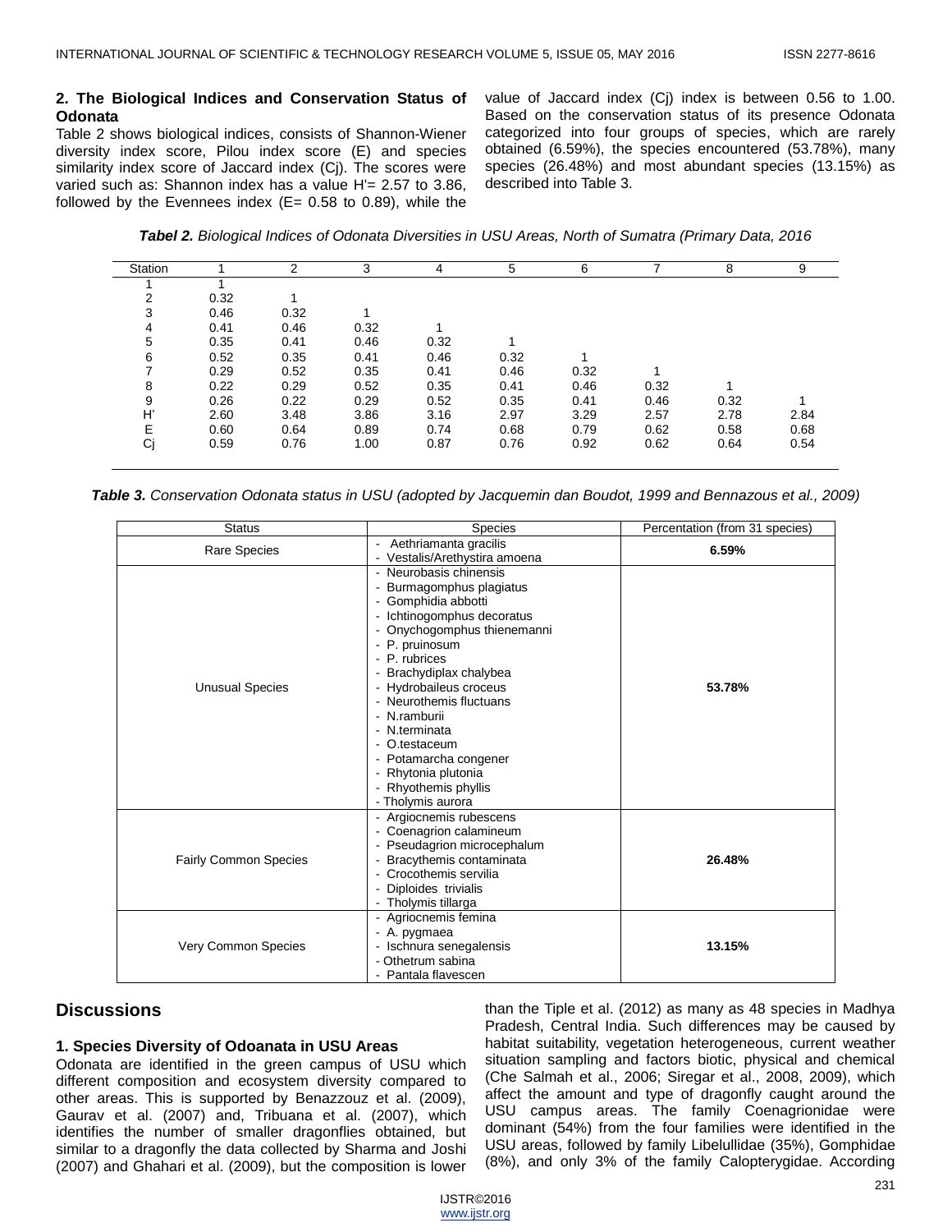**2. The Biological Indices and Conservation Status of Odonata**

Table 2 shows biological indices, consists of Shannon-Wiener diversity index score, Pilou index score (E) and species similarity index score of Jaccard index (Cj). The scores were varied such as: Shannon index has a value H'= 2.57 to 3.86, followed by the Evennees index (E= 0.58 to 0.89), while the value of Jaccard index (Cj) index is between 0.56 to 1.00. Based on the conservation status of its presence Odonata categorized into four groups of species, which are rarely obtained (6.59%), the species encountered (53.78%), many species (26.48%) and most abundant species (13.15%) as described into Table 3.

***Tabel 2.*** *Biological Indices of Odonata Diversities in USU Areas, North of Sumatra (Primary Data, 2016*

| Station | 1 | 2 | 3 | 4 | 5 | 6 | 7 | 8 | 9 |
|---|---|---|---|---|---|---|---|---|---|
| 1 | 1 | | | | | | | | |
| 2 | 0.32 | 1 | | | | | | | |
| 3 | 0.46 | 0.32 | 1 | | | | | | |
| 4 | 0.41 | 0.46 | 0.32 | 1 | | | | | |
| 5 | 0.35 | 0.41 | 0.46 | 0.32 | 1 | | | | |
| 6 | 0.52 | 0.35 | 0.41 | 0.46 | 0.32 | 1 | | | |
| 7 | 0.29 | 0.52 | 0.35 | 0.41 | 0.46 | 0.32 | 1 | | |
| 8 | 0.22 | 0.29 | 0.52 | 0.35 | 0.41 | 0.46 | 0.32 | 1 | |
| 9 | 0.26 | 0.22 | 0.29 | 0.52 | 0.35 | 0.41 | 0.46 | 0.32 | 1 |
| H' | 2.60 | 3.48 | 3.86 | 3.16 | 2.97 | 3.29 | 2.57 | 2.78 | 2.84 |
| E | 0.60 | 0.64 | 0.89 | 0.74 | 0.68 | 0.79 | 0.62 | 0.58 | 0.68 |
| Cj | 0.59 | 0.76 | 1.00 | 0.87 | 0.76 | 0.92 | 0.62 | 0.64 | 0.54 |

***Table 3.*** *Conservation Odonata status in USU (adopted by Jacquemin dan Boudot, 1999 and Bennazous et al., 2009)*

| Status | Species | Percentation (from 31 species) |
|---|---|---|
| Rare Species | - Aethriamanta gracilis<br>- Vestalis/Arethystira amoena | **6.59%** |
| Unusual Species | - Neurobasis chinensis<br>- Burmagomphus plagiatus<br>- Gomphidia abbotti<br>- Ichtinogomphus decoratus<br>- Onychogomphus thienemanni<br>- P. pruinosum<br>- P. rubrices<br>- Brachydiplax chalybea<br>- Hydrobaileus croceus<br>- Neurothemis fluctuans<br>- N.ramburii<br>- N.terminata<br>- O.testaceum<br>- Potamarcha congener<br>- Rhytonia plutonia<br>- Rhyothemis phyllis<br>- Tholymis aurora | **53.78%** |
| Fairly Common Species | - Argiocnemis rubescens<br>- Coenagrion calamineum<br>- Pseudagrion microcephalum<br>- Bracythemis contaminata<br>- Crocothemis servilia<br>- Diploides trivialis<br>- Tholymis tillarga | **26.48%** |
| Very Common Species | - Agriocnemis femina<br>- A. pygmaea<br>- Ischnura senegalensis<br>- Othetrum sabina<br>- Pantala flavescen | **13.15%** |

## Discussions

### 1. Species Diversity of Odoanata in USU Areas

Odonata are identified in the green campus of USU which different composition and ecosystem diversity compared to other areas. This is supported by Benazzouz et al. (2009), Gaurav et al. (2007) and, Tribuana et al. (2007), which identifies the number of smaller dragonflies obtained, but similar to a dragonfly the data collected by Sharma and Joshi (2007) and Ghahari et al. (2009), but the composition is lower than the Tiple et al. (2012) as many as 48 species in Madhya Pradesh, Central India. Such differences may be caused by habitat suitability, vegetation heterogeneous, current weather situation sampling and factors biotic, physical and chemical (Che Salmah et al., 2006; Siregar et al., 2008, 2009), which affect the amount and type of dragonfly caught around the USU campus areas. The family Coenagrionidae were dominant (54%) from the four families were identified in the USU areas, followed by family Libelullidae (35%), Gomphidae (8%), and only 3% of the family Calopterygidae. According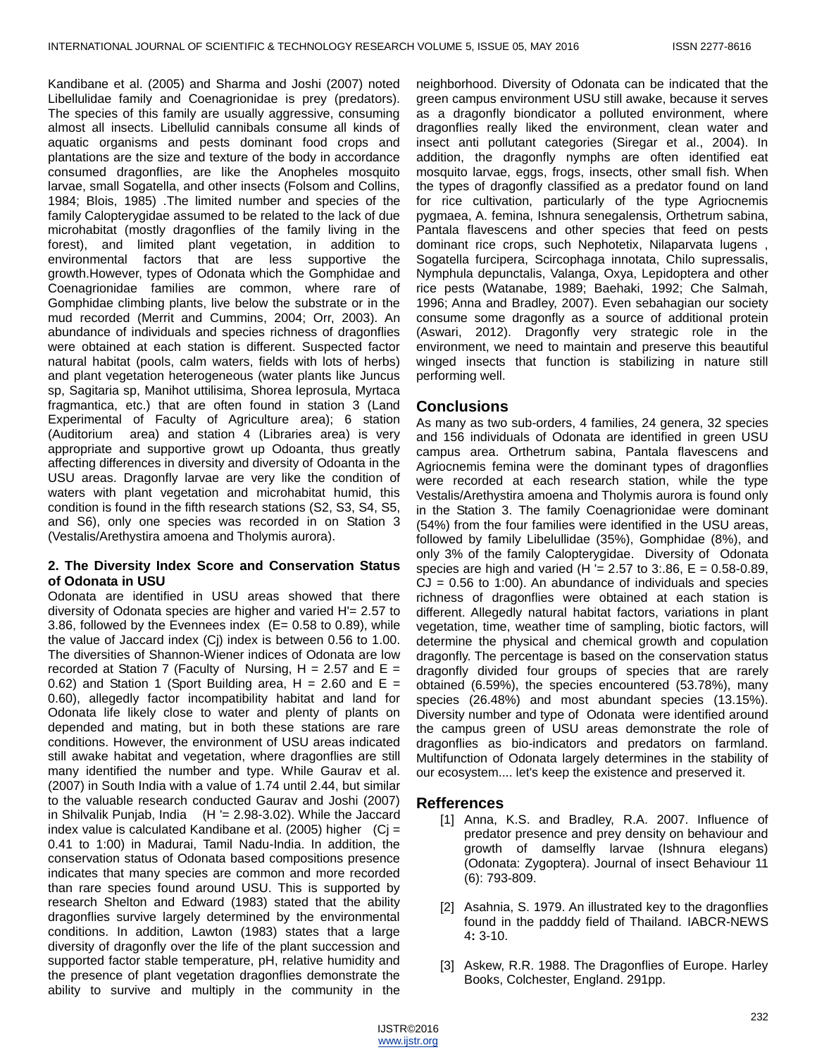Kandibane et al. (2005) and Sharma and Joshi (2007) noted Libellulidae family and Coenagrionidae is prey (predators). The species of this family are usually aggressive, consuming almost all insects. Libellulid cannibals consume all kinds of aquatic organisms and pests dominant food crops and plantations are the size and texture of the body in accordance consumed dragonflies, are like the Anopheles mosquito larvae, small Sogatella, and other insects (Folsom and Collins, 1984; Blois, 1985) .The limited number and species of the family Calopterygidae assumed to be related to the lack of due microhabitat (mostly dragonflies of the family living in the forest), and limited plant vegetation, in addition to environmental factors that are less supportive the growth.However, types of Odonata which the Gomphidae and Coenagrionidae families are common, where rare of Gomphidae climbing plants, live below the substrate or in the mud recorded (Merrit and Cummins, 2004; Orr, 2003). An abundance of individuals and species richness of dragonflies were obtained at each station is different. Suspected factor natural habitat (pools, calm waters, fields with lots of herbs) and plant vegetation heterogeneous (water plants like Juncus sp, Sagitaria sp, Manihot uttilisima, Shorea leprosula, Myrtaca fragmantica, etc.) that are often found in station 3 (Land Experimental of Faculty of Agriculture area); 6 station (Auditorium area) and station 4 (Libraries area) is very appropriate and supportive growt up Odoanta, thus greatly affecting differences in diversity and diversity of Odoanta in the USU areas. Dragonfly larvae are very like the condition of waters with plant vegetation and microhabitat humid, this condition is found in the fifth research stations (S2, S3, S4, S5, and S6), only one species was recorded in on Station 3 (Vestalis/Arethystira amoena and Tholymis aurora).

### 2. The Diversity Index Score and Conservation Status of Odonata in USU

Odonata are identified in USU areas showed that there diversity of Odonata species are higher and varied H'= 2.57 to 3.86, followed by the Evennees index (E= 0.58 to 0.89), while the value of Jaccard index (Cj) index is between 0.56 to 1.00. The diversities of Shannon-Wiener indices of Odonata are low recorded at Station 7 (Faculty of Nursing, H = 2.57 and E = 0.62) and Station 1 (Sport Building area, H = 2.60 and E = 0.60), allegedly factor incompatibility habitat and land for Odonata life likely close to water and plenty of plants on depended and mating, but in both these stations are rare conditions. However, the environment of USU areas indicated still awake habitat and vegetation, where dragonflies are still many identified the number and type. While Gaurav et al. (2007) in South India with a value of 1.74 until 2.44, but similar to the valuable research conducted Gaurav and Joshi (2007) in Shilvalik Punjab, India (H '= 2.98-3.02). While the Jaccard index value is calculated Kandibane et al. (2005) higher (Cj = 0.41 to 1:00) in Madurai, Tamil Nadu-India. In addition, the conservation status of Odonata based compositions presence indicates that many species are common and more recorded than rare species found around USU. This is supported by research Shelton and Edward (1983) stated that the ability dragonflies survive largely determined by the environmental conditions. In addition, Lawton (1983) states that a large diversity of dragonfly over the life of the plant succession and supported factor stable temperature, pH, relative humidity and the presence of plant vegetation dragonflies demonstrate the ability to survive and multiply in the community in the neighborhood. Diversity of Odonata can be indicated that the green campus environment USU still awake, because it serves as a dragonfly biondicator a polluted environment, where dragonflies really liked the environment, clean water and insect anti pollutant categories (Siregar et al., 2004). In addition, the dragonfly nymphs are often identified eat mosquito larvae, eggs, frogs, insects, other small fish. When the types of dragonfly classified as a predator found on land for rice cultivation, particularly of the type Agriocnemis pygmaea, A. femina, Ishnura senegalensis, Orthetrum sabina, Pantala flavescens and other species that feed on pests dominant rice crops, such Nephotetix, Nilaparvata lugens , Sogatella furcipera, Scircophaga innotata, Chilo supressalis, Nymphula depunctalis, Valanga, Oxya, Lepidoptera and other rice pests (Watanabe, 1989; Baehaki, 1992; Che Salmah, 1996; Anna and Bradley, 2007). Even sebahagian our society consume some dragonfly as a source of additional protein (Aswari, 2012). Dragonfly very strategic role in the environment, we need to maintain and preserve this beautiful winged insects that function is stabilizing in nature still performing well.

## Conclusions

As many as two sub-orders, 4 families, 24 genera, 32 species and 156 individuals of Odonata are identified in green USU campus area. Orthetrum sabina, Pantala flavescens and Agriocnemis femina were the dominant types of dragonflies were recorded at each research station, while the type Vestalis/Arethystira amoena and Tholymis aurora is found only in the Station 3. The family Coenagrionidae were dominant (54%) from the four families were identified in the USU areas, followed by family Libelullidae (35%), Gomphidae (8%), and only 3% of the family Calopterygidae. Diversity of Odonata species are high and varied (H '= 2.57 to 3:.86, E = 0.58-0.89, CJ = 0.56 to 1:00). An abundance of individuals and species richness of dragonflies were obtained at each station is different. Allegedly natural habitat factors, variations in plant vegetation, time, weather time of sampling, biotic factors, will determine the physical and chemical growth and copulation dragonfly. The percentage is based on the conservation status dragonfly divided four groups of species that are rarely obtained (6.59%), the species encountered (53.78%), many species (26.48%) and most abundant species (13.15%). Diversity number and type of Odonata were identified around the campus green of USU areas demonstrate the role of dragonflies as bio-indicators and predators on farmland. Multifunction of Odonata largely determines in the stability of our ecosystem.... let's keep the existence and preserved it.

## Refferences

[1] Anna, K.S. and Bradley, R.A. 2007. Influence of predator presence and prey density on behaviour and growth of damselfly larvae (Ishnura elegans) (Odonata: Zygoptera). Journal of insect Behaviour 11 (6): 793-809.

[2] Asahnia, S. 1979. An illustrated key to the dragonflies found in the padddy field of Thailand. IABCR-NEWS 4: 3-10.

[3] Askew, R.R. 1988. The Dragonflies of Europe. Harley Books, Colchester, England. 291pp.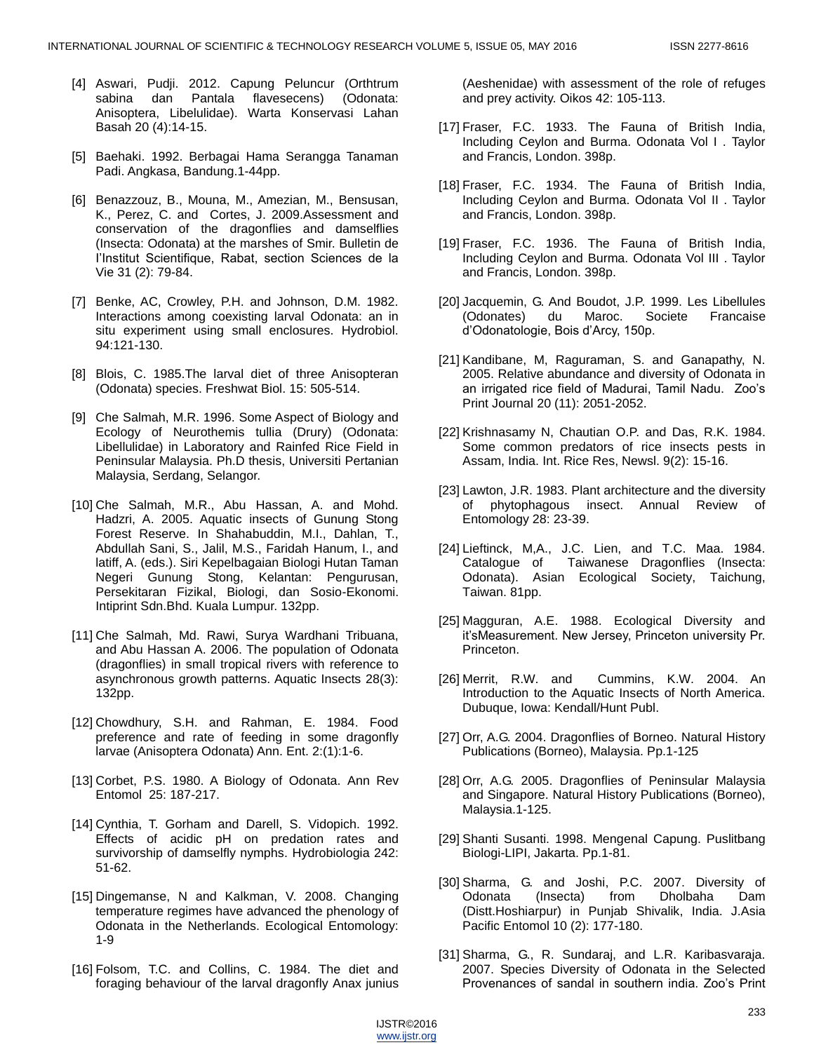[4] Aswari, Pudji. 2012. Capung Peluncur (Orthtrum sabina dan Pantala flavesecens) (Odonata: Anisoptera, Libelulidae). Warta Konservasi Lahan Basah 20 (4):14-15.

[5] Baehaki. 1992. Berbagai Hama Serangga Tanaman Padi. Angkasa, Bandung.1-44pp.

[6] Benazzouz, B., Mouna, M., Amezian, M., Bensusan, K., Perez, C. and Cortes, J. 2009.Assessment and conservation of the dragonflies and damselflies (Insecta: Odonata) at the marshes of Smir. Bulletin de l'Institut Scientifique, Rabat, section Sciences de la Vie 31 (2): 79-84.

[7] Benke, AC, Crowley, P.H. and Johnson, D.M. 1982. Interactions among coexisting larval Odonata: an in situ experiment using small enclosures. Hydrobiol. 94:121-130.

[8] Blois, C. 1985.The larval diet of three Anisopteran (Odonata) species. Freshwat Biol. 15: 505-514.

[9] Che Salmah, M.R. 1996. Some Aspect of Biology and Ecology of Neurothemis tullia (Drury) (Odonata: Libellulidae) in Laboratory and Rainfed Rice Field in Peninsular Malaysia. Ph.D thesis, Universiti Pertanian Malaysia, Serdang, Selangor.

[10] Che Salmah, M.R., Abu Hassan, A. and Mohd. Hadzri, A. 2005. Aquatic insects of Gunung Stong Forest Reserve. In Shahabuddin, M.I., Dahlan, T., Abdullah Sani, S., Jalil, M.S., Faridah Hanum, I., and latiff, A. (eds.). Siri Kepelbagaian Biologi Hutan Taman Negeri Gunung Stong, Kelantan: Pengurusan, Persekitaran Fizikal, Biologi, dan Sosio-Ekonomi. Intiprint Sdn.Bhd. Kuala Lumpur. 132pp.

[11] Che Salmah, Md. Rawi, Surya Wardhani Tribuana, and Abu Hassan A. 2006. The population of Odonata (dragonflies) in small tropical rivers with reference to asynchronous growth patterns. Aquatic Insects 28(3): 132pp.

[12] Chowdhury, S.H. and Rahman, E. 1984. Food preference and rate of feeding in some dragonfly larvae (Anisoptera Odonata) Ann. Ent. 2:(1):1-6.

[13] Corbet, P.S. 1980. A Biology of Odonata. Ann Rev Entomol 25: 187-217.

[14] Cynthia, T. Gorham and Darell, S. Vidopich. 1992. Effects of acidic pH on predation rates and survivorship of damselfly nymphs. Hydrobiologia 242: 51-62.

[15] Dingemanse, N and Kalkman, V. 2008. Changing temperature regimes have advanced the phenology of Odonata in the Netherlands. Ecological Entomology: 1-9

[16] Folsom, T.C. and Collins, C. 1984. The diet and foraging behaviour of the larval dragonfly Anax junius (Aeshenidae) with assessment of the role of refuges and prey activity. Oikos 42: 105-113.

[17] Fraser, F.C. 1933. The Fauna of British India, Including Ceylon and Burma. Odonata Vol I . Taylor and Francis, London. 398p.

[18] Fraser, F.C. 1934. The Fauna of British India, Including Ceylon and Burma. Odonata Vol II . Taylor and Francis, London. 398p.

[19] Fraser, F.C. 1936. The Fauna of British India, Including Ceylon and Burma. Odonata Vol III . Taylor and Francis, London. 398p.

[20] Jacquemin, G. And Boudot, J.P. 1999. Les Libellules (Odonates) du Maroc. Societe Francaise d'Odonatologie, Bois d'Arcy, 150p.

[21] Kandibane, M, Raguraman, S. and Ganapathy, N. 2005. Relative abundance and diversity of Odonata in an irrigated rice field of Madurai, Tamil Nadu. Zoo's Print Journal 20 (11): 2051-2052.

[22] Krishnasamy N, Chautian O.P. and Das, R.K. 1984. Some common predators of rice insects pests in Assam, India. Int. Rice Res, Newsl. 9(2): 15-16.

[23] Lawton, J.R. 1983. Plant architecture and the diversity of phytophagous insect. Annual Review of Entomology 28: 23-39.

[24] Lieftinck, M,A., J.C. Lien, and T.C. Maa. 1984. Catalogue of Taiwanese Dragonflies (Insecta: Odonata). Asian Ecological Society, Taichung, Taiwan. 81pp.

[25] Magguran, A.E. 1988. Ecological Diversity and it'sMeasurement. New Jersey, Princeton university Pr. Princeton.

[26] Merrit, R.W. and Cummins, K.W. 2004. An Introduction to the Aquatic Insects of North America. Dubuque, Iowa: Kendall/Hunt Publ.

[27] Orr, A.G. 2004. Dragonflies of Borneo. Natural History Publications (Borneo), Malaysia. Pp.1-125

[28] Orr, A.G. 2005. Dragonflies of Peninsular Malaysia and Singapore. Natural History Publications (Borneo), Malaysia.1-125.

[29] Shanti Susanti. 1998. Mengenal Capung. Puslitbang Biologi-LIPI, Jakarta. Pp.1-81.

[30] Sharma, G. and Joshi, P.C. 2007. Diversity of Odonata (Insecta) from Dholbaha Dam (Distt.Hoshiarpur) in Punjab Shivalik, India. J.Asia Pacific Entomol 10 (2): 177-180.

[31] Sharma, G., R. Sundaraj, and L.R. Karibasvaraja. 2007. Species Diversity of Odonata in the Selected Provenances of sandal in southern india. Zoo's Print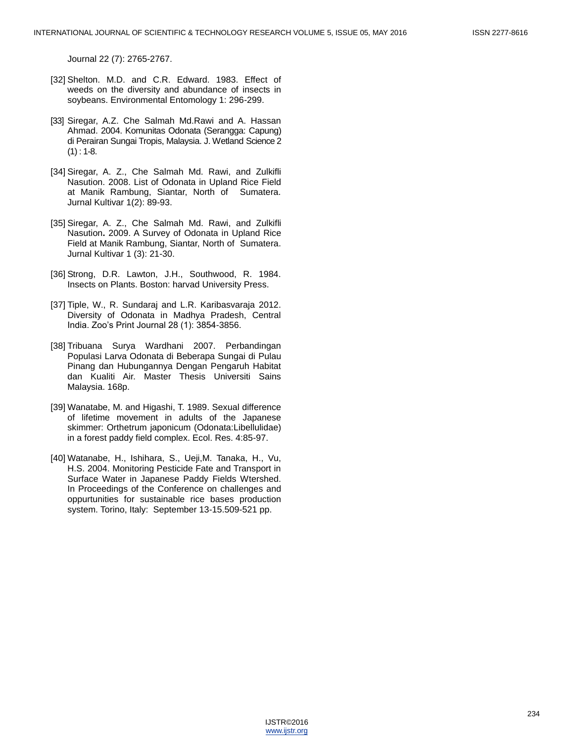Journal 22 (7): 2765-2767.

[32] Shelton. M.D. and C.R. Edward. 1983. Effect of weeds on the diversity and abundance of insects in soybeans. Environmental Entomology 1: 296-299.

[33] Siregar, A.Z. Che Salmah Md.Rawi and A. Hassan Ahmad. 2004. Komunitas Odonata (Serangga: Capung) di Perairan Sungai Tropis, Malaysia. J. Wetland Science 2 (1) : 1-8.

[34] Siregar, A. Z., Che Salmah Md. Rawi, and Zulkifli Nasution. 2008. List of Odonata in Upland Rice Field at Manik Rambung, Siantar, North of Sumatera. Jurnal Kultivar 1(2): 89-93.

[35] Siregar, A. Z., Che Salmah Md. Rawi, and Zulkifli Nasution**.** 2009. A Survey of Odonata in Upland Rice Field at Manik Rambung, Siantar, North of Sumatera. Jurnal Kultivar 1 (3): 21-30.

[36] Strong, D.R. Lawton, J.H., Southwood, R. 1984. Insects on Plants. Boston: harvad University Press.

[37] Tiple, W., R. Sundaraj and L.R. Karibasvaraja 2012. Diversity of Odonata in Madhya Pradesh, Central India. Zoo's Print Journal 28 (1): 3854-3856.

[38] Tribuana Surya Wardhani 2007. Perbandingan Populasi Larva Odonata di Beberapa Sungai di Pulau Pinang dan Hubungannya Dengan Pengaruh Habitat dan Kualiti Air. Master Thesis Universiti Sains Malaysia. 168p.

[39] Wanatabe, M. and Higashi, T. 1989. Sexual difference of lifetime movement in adults of the Japanese skimmer: Orthetrum japonicum (Odonata:Libellulidae) in a forest paddy field complex. Ecol. Res. 4:85-97.

[40] Watanabe, H., Ishihara, S., Ueji,M. Tanaka, H., Vu, H.S. 2004. Monitoring Pesticide Fate and Transport in Surface Water in Japanese Paddy Fields Wtershed. In Proceedings of the Conference on challenges and oppurtunities for sustainable rice bases production system. Torino, Italy: September 13-15.509-521 pp.